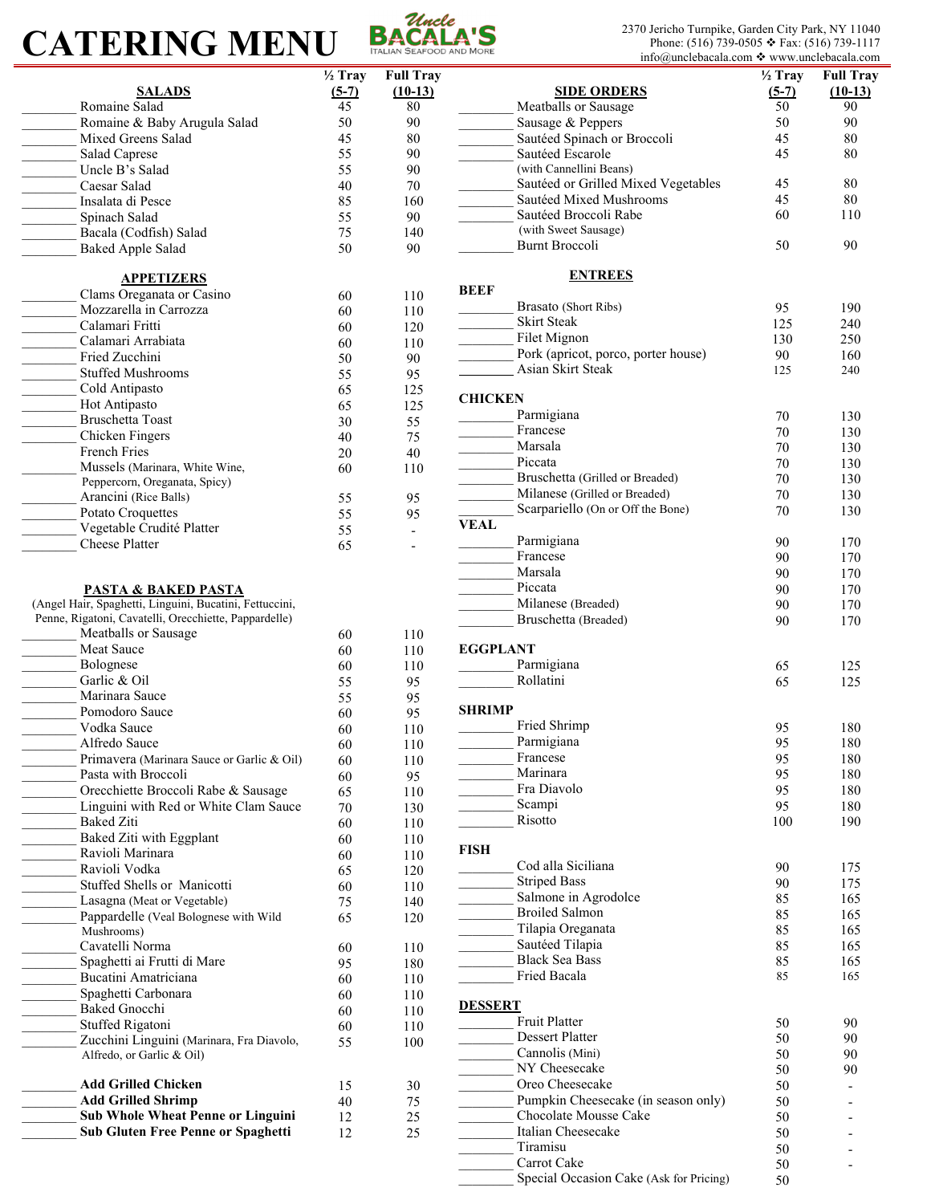# CATERING MENU

Uncle BACALA'S – ITALIAN SEAFOOD AND MORE

2370 Jericho Turnpike, Garden City Park, NY 11040
Phone: (516) 739-0505 ❖ Fax: (516) 739-1117
info@unclebacala.com ❖ www.unclebacala.com

| SALADS | ½ Tray (5-7) | Full Tray (10-13) |
|---|---|---|
| Romaine Salad | 45 | 80 |
| Romaine & Baby Arugula Salad | 50 | 90 |
| Mixed Greens Salad | 45 | 80 |
| Salad Caprese | 55 | 90 |
| Uncle B's Salad | 55 | 90 |
| Caesar Salad | 40 | 70 |
| Insalata di Pesce | 85 | 160 |
| Spinach Salad | 55 | 90 |
| Bacala (Codfish) Salad | 75 | 140 |
| Baked Apple Salad | 50 | 90 |

| APPETIZERS | ½ Tray (5-7) | Full Tray (10-13) |
|---|---|---|
| Clams Oreganata or Casino | 60 | 110 |
| Mozzarella in Carrozza | 60 | 110 |
| Calamari Fritti | 60 | 120 |
| Calamari Arrabiata | 60 | 110 |
| Fried Zucchini | 50 | 90 |
| Stuffed Mushrooms | 55 | 95 |
| Cold Antipasto | 65 | 125 |
| Hot Antipasto | 65 | 125 |
| Bruschetta Toast | 30 | 55 |
| Chicken Fingers | 40 | 75 |
| French Fries | 20 | 40 |
| Mussels (Marinara, White Wine, Peppercorn, Oreganata, Spicy) | 60 | 110 |
| Arancini (Rice Balls) | 55 | 95 |
| Potato Croquettes | 55 | 95 |
| Vegetable Crudité Platter | 55 | - |
| Cheese Platter | 65 | - |

**PASTA & BAKED PASTA**
(Angel Hair, Spaghetti, Linguini, Bucatini, Fettuccini, Penne, Rigatoni, Cavatelli, Orecchiette, Pappardelle)

| PASTA & BAKED PASTA | ½ Tray (5-7) | Full Tray (10-13) |
|---|---|---|
| Meatballs or Sausage | 60 | 110 |
| Meat Sauce | 60 | 110 |
| Bolognese | 60 | 110 |
| Garlic & Oil | 55 | 95 |
| Marinara Sauce | 55 | 95 |
| Pomodoro Sauce | 60 | 95 |
| Vodka Sauce | 60 | 110 |
| Alfredo Sauce | 60 | 110 |
| Primavera (Marinara Sauce or Garlic & Oil) | 60 | 110 |
| Pasta with Broccoli | 60 | 95 |
| Orecchiette Broccoli Rabe & Sausage | 65 | 110 |
| Linguini with Red or White Clam Sauce | 70 | 130 |
| Baked Ziti | 60 | 110 |
| Baked Ziti with Eggplant | 60 | 110 |
| Ravioli Marinara | 60 | 110 |
| Ravioli Vodka | 65 | 120 |
| Stuffed Shells or Manicotti | 60 | 110 |
| Lasagna (Meat or Vegetable) | 75 | 140 |
| Pappardelle (Veal Bolognese with Wild Mushrooms) | 65 | 120 |
| Cavatelli Norma | 60 | 110 |
| Spaghetti ai Frutti di Mare | 95 | 180 |
| Bucatini Amatriciana | 60 | 110 |
| Spaghetti Carbonara | 60 | 110 |
| Baked Gnocchi | 60 | 110 |
| Stuffed Rigatoni | 60 | 110 |
| Zucchini Linguini (Marinara, Fra Diavolo, Alfredo, or Garlic & Oil) | 55 | 100 |
| **Add Grilled Chicken** | 15 | 30 |
| **Add Grilled Shrimp** | 40 | 75 |
| **Sub Whole Wheat Penne or Linguini** | 12 | 25 |
| **Sub Gluten Free Penne or Spaghetti** | 12 | 25 |

| SIDE ORDERS | ½ Tray (5-7) | Full Tray (10-13) |
|---|---|---|
| Meatballs or Sausage | 50 | 90 |
| Sausage & Peppers | 50 | 90 |
| Sautéed Spinach or Broccoli | 45 | 80 |
| Sautéed Escarole (with Cannellini Beans) | 45 | 80 |
| Sautéed or Grilled Mixed Vegetables | 45 | 80 |
| Sautéed Mixed Mushrooms | 45 | 80 |
| Sautéed Broccoli Rabe (with Sweet Sausage) | 60 | 110 |
| Burnt Broccoli | 50 | 90 |

**ENTREES**

| BEEF | ½ Tray (5-7) | Full Tray (10-13) |
|---|---|---|
| Brasato (Short Ribs) | 95 | 190 |
| Skirt Steak | 125 | 240 |
| Filet Mignon | 130 | 250 |
| Pork (apricot, porco, porter house) | 90 | 160 |
| Asian Skirt Steak | 125 | 240 |
| **CHICKEN** | | |
| Parmigiana | 70 | 130 |
| Francese | 70 | 130 |
| Marsala | 70 | 130 |
| Piccata | 70 | 130 |
| Bruschetta (Grilled or Breaded) | 70 | 130 |
| Milanese (Grilled or Breaded) | 70 | 130 |
| Scarpariello (On or Off the Bone) | 70 | 130 |
| **VEAL** | | |
| Parmigiana | 90 | 170 |
| Francese | 90 | 170 |
| Marsala | 90 | 170 |
| Piccata | 90 | 170 |
| Milanese (Breaded) | 90 | 170 |
| Bruschetta (Breaded) | 90 | 170 |
| **EGGPLANT** | | |
| Parmigiana | 65 | 125 |
| Rollatini | 65 | 125 |
| **SHRIMP** | | |
| Fried Shrimp | 95 | 180 |
| Parmigiana | 95 | 180 |
| Francese | 95 | 180 |
| Marinara | 95 | 180 |
| Fra Diavolo | 95 | 180 |
| Scampi | 95 | 180 |
| Risotto | 100 | 190 |
| **FISH** | | |
| Cod alla Siciliana | 90 | 175 |
| Striped Bass | 90 | 175 |
| Salmone in Agrodolce | 85 | 165 |
| Broiled Salmon | 85 | 165 |
| Tilapia Oreganata | 85 | 165 |
| Sautéed Tilapia | 85 | 165 |
| Black Sea Bass | 85 | 165 |
| Fried Bacala | 85 | 165 |

| DESSERT | ½ Tray (5-7) | Full Tray (10-13) |
|---|---|---|
| Fruit Platter | 50 | 90 |
| Dessert Platter | 50 | 90 |
| Cannolis (Mini) | 50 | 90 |
| NY Cheesecake | 50 | 90 |
| Oreo Cheesecake | 50 | - |
| Pumpkin Cheesecake (in season only) | 50 | - |
| Chocolate Mousse Cake | 50 | - |
| Italian Cheesecake | 50 | - |
| Tiramisu | 50 | - |
| Carrot Cake | 50 | - |
| Special Occasion Cake (Ask for Pricing) | 50 | |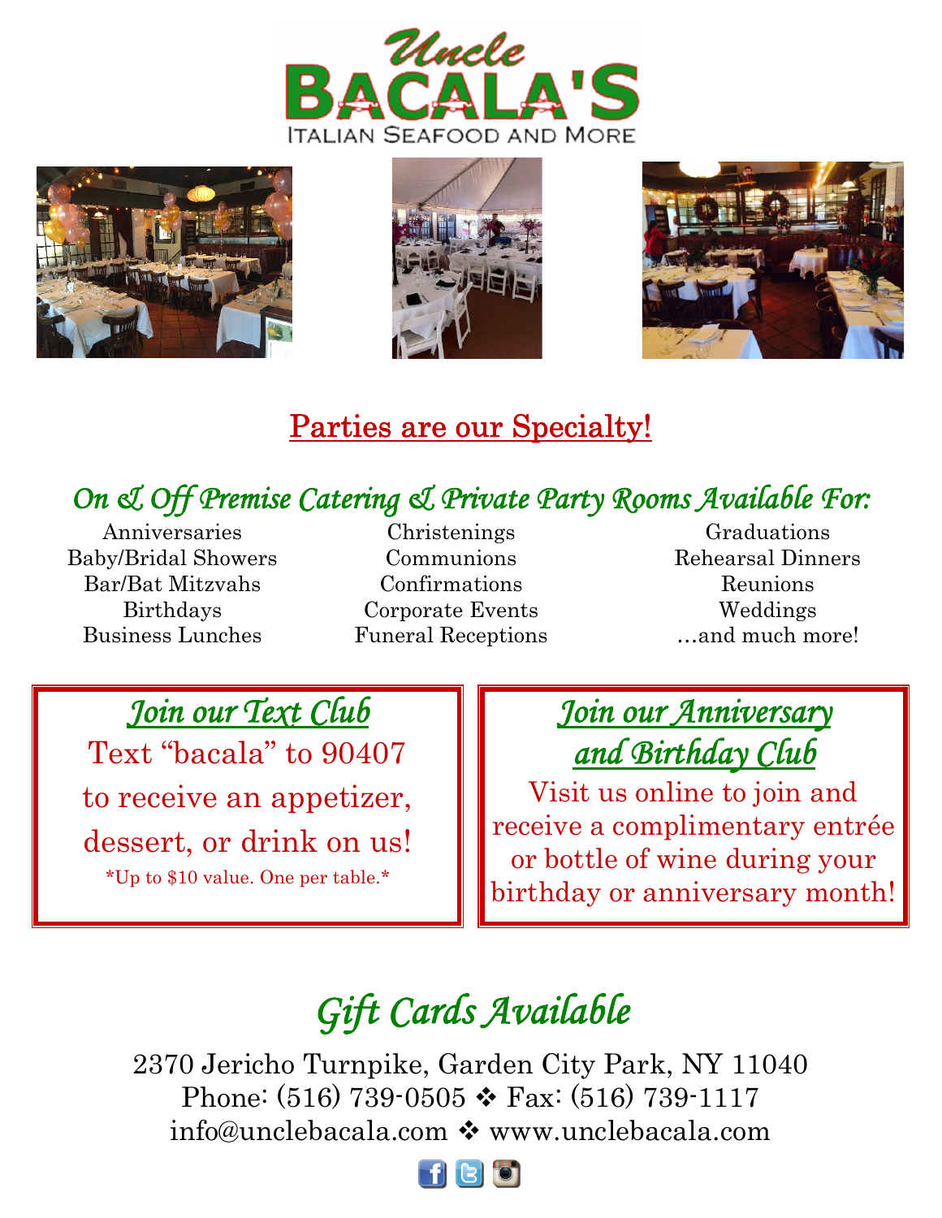# Uncle Bacala's

ITALIAN SEAFOOD AND MORE

## Parties are our Specialty!

### *On & Off Premise Catering & Private Party Rooms Available For:*

Anniversaries
Baby/Bridal Showers
Bar/Bat Mitzvahs
Birthdays
Business Lunches
Christenings
Communions
Confirmations
Corporate Events
Funeral Receptions
Graduations
Rehearsal Dinners
Reunions
Weddings
…and much more!

### *Join our Text Club*

Text "bacala" to 90407 to receive an appetizer, dessert, or drink on us!

*Up to $10 value. One per table.*

### *Join our Anniversary and Birthday Club*

Visit us online to join and receive a complimentary entrée or bottle of wine during your birthday or anniversary month!

## *Gift Cards Available*

2370 Jericho Turnpike, Garden City Park, NY 11040
Phone: (516) 739-0505 ❖ Fax: (516) 739-1117
info@unclebacala.com ❖ www.unclebacala.com